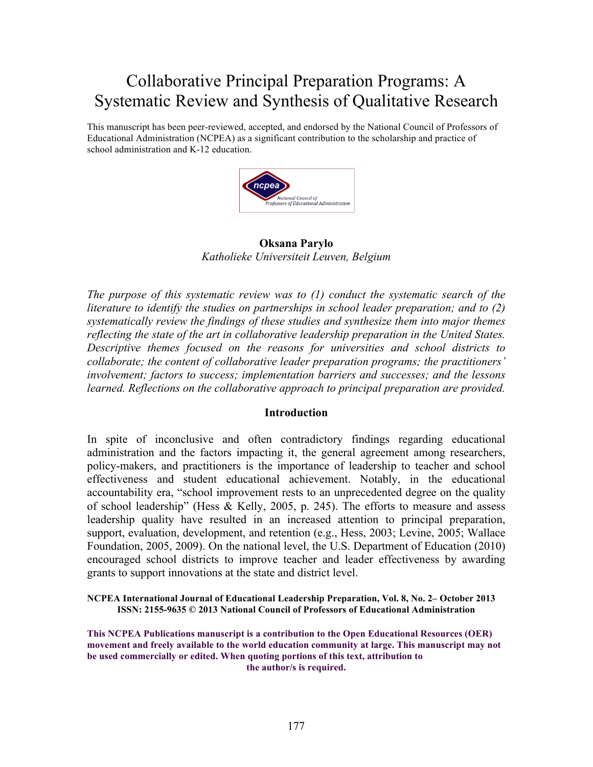# Collaborative Principal Preparation Programs: A Systematic Review and Synthesis of Qualitative Research

This manuscript has been peer-reviewed, accepted, and endorsed by the National Council of Professors of Educational Administration (NCPEA) as a significant contribution to the scholarship and practice of school administration and K-12 education.

**Oksana Parylo**
*Katholieke Universiteit Leuven, Belgium*

*The purpose of this systematic review was to (1) conduct the systematic search of the literature to identify the studies on partnerships in school leader preparation; and to (2) systematically review the findings of these studies and synthesize them into major themes reflecting the state of the art in collaborative leadership preparation in the United States. Descriptive themes focused on the reasons for universities and school districts to collaborate; the content of collaborative leader preparation programs; the practitioners' involvement; factors to success; implementation barriers and successes; and the lessons learned. Reflections on the collaborative approach to principal preparation are provided.*

## Introduction

In spite of inconclusive and often contradictory findings regarding educational administration and the factors impacting it, the general agreement among researchers, policy-makers, and practitioners is the importance of leadership to teacher and school effectiveness and student educational achievement. Notably, in the educational accountability era, "school improvement rests to an unprecedented degree on the quality of school leadership" (Hess & Kelly, 2005, p. 245). The efforts to measure and assess leadership quality have resulted in an increased attention to principal preparation, support, evaluation, development, and retention (e.g., Hess, 2003; Levine, 2005; Wallace Foundation, 2005, 2009). On the national level, the U.S. Department of Education (2010) encouraged school districts to improve teacher and leader effectiveness by awarding grants to support innovations at the state and district level.

**NCPEA International Journal of Educational Leadership Preparation, Vol. 8, No. 2– October 2013**
**ISSN: 2155-9635 © 2013 National Council of Professors of Educational Administration**

**This NCPEA Publications manuscript is a contribution to the Open Educational Resources (OER) movement and freely available to the world education community at large. This manuscript may not be used commercially or edited. When quoting portions of this text, attribution to the author/s is required.**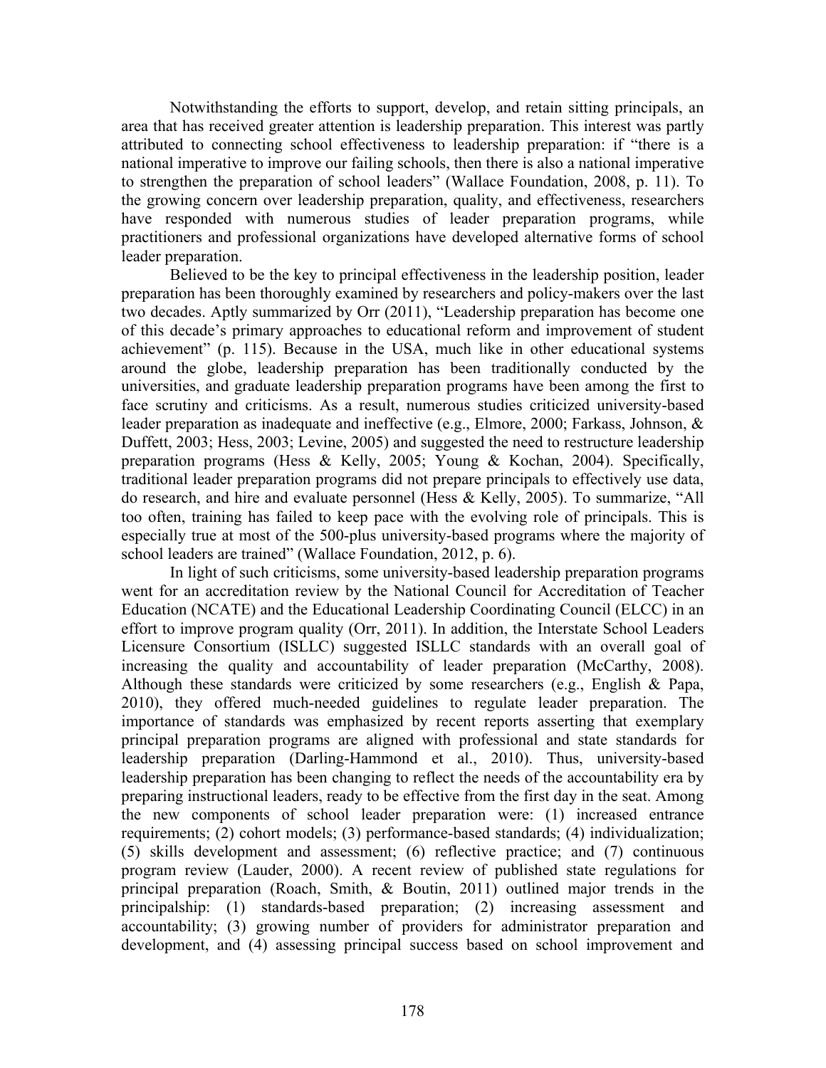Notwithstanding the efforts to support, develop, and retain sitting principals, an area that has received greater attention is leadership preparation. This interest was partly attributed to connecting school effectiveness to leadership preparation: if "there is a national imperative to improve our failing schools, then there is also a national imperative to strengthen the preparation of school leaders" (Wallace Foundation, 2008, p. 11). To the growing concern over leadership preparation, quality, and effectiveness, researchers have responded with numerous studies of leader preparation programs, while practitioners and professional organizations have developed alternative forms of school leader preparation.

Believed to be the key to principal effectiveness in the leadership position, leader preparation has been thoroughly examined by researchers and policy-makers over the last two decades. Aptly summarized by Orr (2011), "Leadership preparation has become one of this decade's primary approaches to educational reform and improvement of student achievement" (p. 115). Because in the USA, much like in other educational systems around the globe, leadership preparation has been traditionally conducted by the universities, and graduate leadership preparation programs have been among the first to face scrutiny and criticisms. As a result, numerous studies criticized university-based leader preparation as inadequate and ineffective (e.g., Elmore, 2000; Farkass, Johnson, & Duffett, 2003; Hess, 2003; Levine, 2005) and suggested the need to restructure leadership preparation programs (Hess & Kelly, 2005; Young & Kochan, 2004). Specifically, traditional leader preparation programs did not prepare principals to effectively use data, do research, and hire and evaluate personnel (Hess & Kelly, 2005). To summarize, "All too often, training has failed to keep pace with the evolving role of principals. This is especially true at most of the 500-plus university-based programs where the majority of school leaders are trained" (Wallace Foundation, 2012, p. 6).

In light of such criticisms, some university-based leadership preparation programs went for an accreditation review by the National Council for Accreditation of Teacher Education (NCATE) and the Educational Leadership Coordinating Council (ELCC) in an effort to improve program quality (Orr, 2011). In addition, the Interstate School Leaders Licensure Consortium (ISLLC) suggested ISLLC standards with an overall goal of increasing the quality and accountability of leader preparation (McCarthy, 2008). Although these standards were criticized by some researchers (e.g., English & Papa, 2010), they offered much-needed guidelines to regulate leader preparation. The importance of standards was emphasized by recent reports asserting that exemplary principal preparation programs are aligned with professional and state standards for leadership preparation (Darling-Hammond et al., 2010). Thus, university-based leadership preparation has been changing to reflect the needs of the accountability era by preparing instructional leaders, ready to be effective from the first day in the seat. Among the new components of school leader preparation were: (1) increased entrance requirements; (2) cohort models; (3) performance-based standards; (4) individualization; (5) skills development and assessment; (6) reflective practice; and (7) continuous program review (Lauder, 2000). A recent review of published state regulations for principal preparation (Roach, Smith, & Boutin, 2011) outlined major trends in the principalship: (1) standards-based preparation; (2) increasing assessment and accountability; (3) growing number of providers for administrator preparation and development, and (4) assessing principal success based on school improvement and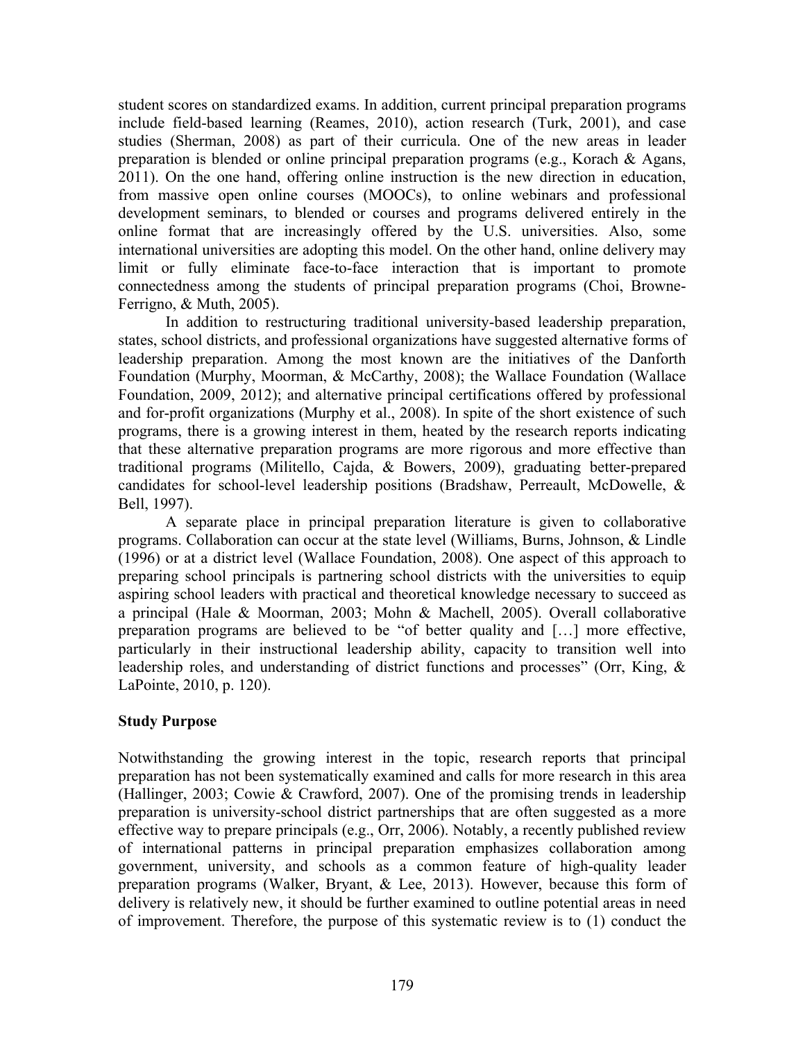student scores on standardized exams. In addition, current principal preparation programs include field-based learning (Reames, 2010), action research (Turk, 2001), and case studies (Sherman, 2008) as part of their curricula. One of the new areas in leader preparation is blended or online principal preparation programs (e.g., Korach & Agans, 2011). On the one hand, offering online instruction is the new direction in education, from massive open online courses (MOOCs), to online webinars and professional development seminars, to blended or courses and programs delivered entirely in the online format that are increasingly offered by the U.S. universities. Also, some international universities are adopting this model. On the other hand, online delivery may limit or fully eliminate face-to-face interaction that is important to promote connectedness among the students of principal preparation programs (Choi, Browne-Ferrigno, & Muth, 2005).

In addition to restructuring traditional university-based leadership preparation, states, school districts, and professional organizations have suggested alternative forms of leadership preparation. Among the most known are the initiatives of the Danforth Foundation (Murphy, Moorman, & McCarthy, 2008); the Wallace Foundation (Wallace Foundation, 2009, 2012); and alternative principal certifications offered by professional and for-profit organizations (Murphy et al., 2008). In spite of the short existence of such programs, there is a growing interest in them, heated by the research reports indicating that these alternative preparation programs are more rigorous and more effective than traditional programs (Militello, Cajda, & Bowers, 2009), graduating better-prepared candidates for school-level leadership positions (Bradshaw, Perreault, McDowelle, & Bell, 1997).

A separate place in principal preparation literature is given to collaborative programs. Collaboration can occur at the state level (Williams, Burns, Johnson, & Lindle (1996) or at a district level (Wallace Foundation, 2008). One aspect of this approach to preparing school principals is partnering school districts with the universities to equip aspiring school leaders with practical and theoretical knowledge necessary to succeed as a principal (Hale & Moorman, 2003; Mohn & Machell, 2005). Overall collaborative preparation programs are believed to be "of better quality and […] more effective, particularly in their instructional leadership ability, capacity to transition well into leadership roles, and understanding of district functions and processes" (Orr, King, & LaPointe, 2010, p. 120).

## Study Purpose

Notwithstanding the growing interest in the topic, research reports that principal preparation has not been systematically examined and calls for more research in this area (Hallinger, 2003; Cowie & Crawford, 2007). One of the promising trends in leadership preparation is university-school district partnerships that are often suggested as a more effective way to prepare principals (e.g., Orr, 2006). Notably, a recently published review of international patterns in principal preparation emphasizes collaboration among government, university, and schools as a common feature of high-quality leader preparation programs (Walker, Bryant, & Lee, 2013). However, because this form of delivery is relatively new, it should be further examined to outline potential areas in need of improvement. Therefore, the purpose of this systematic review is to (1) conduct the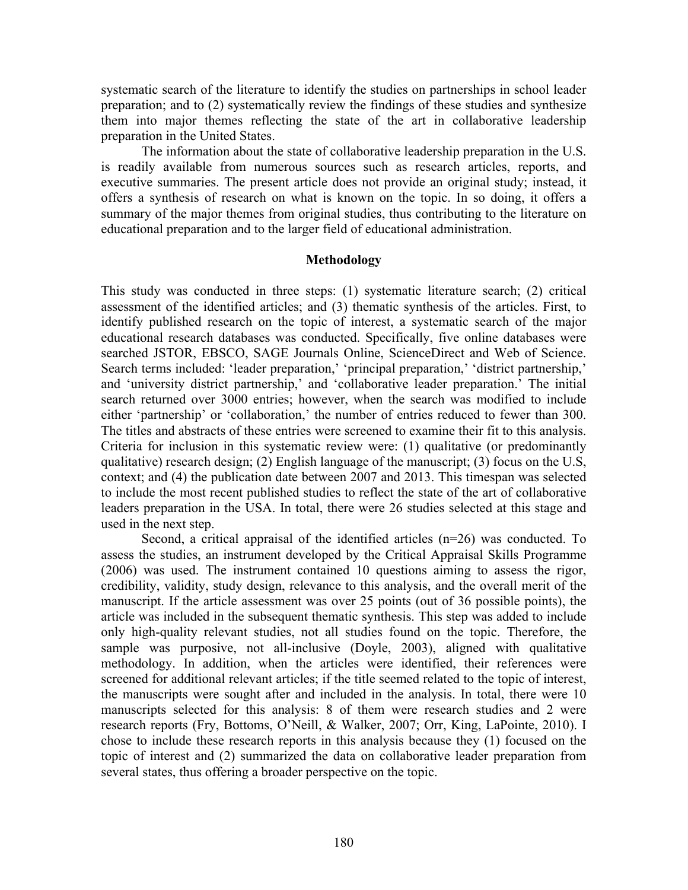systematic search of the literature to identify the studies on partnerships in school leader preparation; and to (2) systematically review the findings of these studies and synthesize them into major themes reflecting the state of the art in collaborative leadership preparation in the United States.

The information about the state of collaborative leadership preparation in the U.S. is readily available from numerous sources such as research articles, reports, and executive summaries. The present article does not provide an original study; instead, it offers a synthesis of research on what is known on the topic. In so doing, it offers a summary of the major themes from original studies, thus contributing to the literature on educational preparation and to the larger field of educational administration.

## Methodology

This study was conducted in three steps: (1) systematic literature search; (2) critical assessment of the identified articles; and (3) thematic synthesis of the articles. First, to identify published research on the topic of interest, a systematic search of the major educational research databases was conducted. Specifically, five online databases were searched JSTOR, EBSCO, SAGE Journals Online, ScienceDirect and Web of Science. Search terms included: 'leader preparation,' 'principal preparation,' 'district partnership,' and 'university district partnership,' and 'collaborative leader preparation.' The initial search returned over 3000 entries; however, when the search was modified to include either 'partnership' or 'collaboration,' the number of entries reduced to fewer than 300. The titles and abstracts of these entries were screened to examine their fit to this analysis. Criteria for inclusion in this systematic review were: (1) qualitative (or predominantly qualitative) research design; (2) English language of the manuscript; (3) focus on the U.S, context; and (4) the publication date between 2007 and 2013. This timespan was selected to include the most recent published studies to reflect the state of the art of collaborative leaders preparation in the USA. In total, there were 26 studies selected at this stage and used in the next step.

Second, a critical appraisal of the identified articles (n=26) was conducted. To assess the studies, an instrument developed by the Critical Appraisal Skills Programme (2006) was used. The instrument contained 10 questions aiming to assess the rigor, credibility, validity, study design, relevance to this analysis, and the overall merit of the manuscript. If the article assessment was over 25 points (out of 36 possible points), the article was included in the subsequent thematic synthesis. This step was added to include only high-quality relevant studies, not all studies found on the topic. Therefore, the sample was purposive, not all-inclusive (Doyle, 2003), aligned with qualitative methodology. In addition, when the articles were identified, their references were screened for additional relevant articles; if the title seemed related to the topic of interest, the manuscripts were sought after and included in the analysis. In total, there were 10 manuscripts selected for this analysis: 8 of them were research studies and 2 were research reports (Fry, Bottoms, O'Neill, & Walker, 2007; Orr, King, LaPointe, 2010). I chose to include these research reports in this analysis because they (1) focused on the topic of interest and (2) summarized the data on collaborative leader preparation from several states, thus offering a broader perspective on the topic.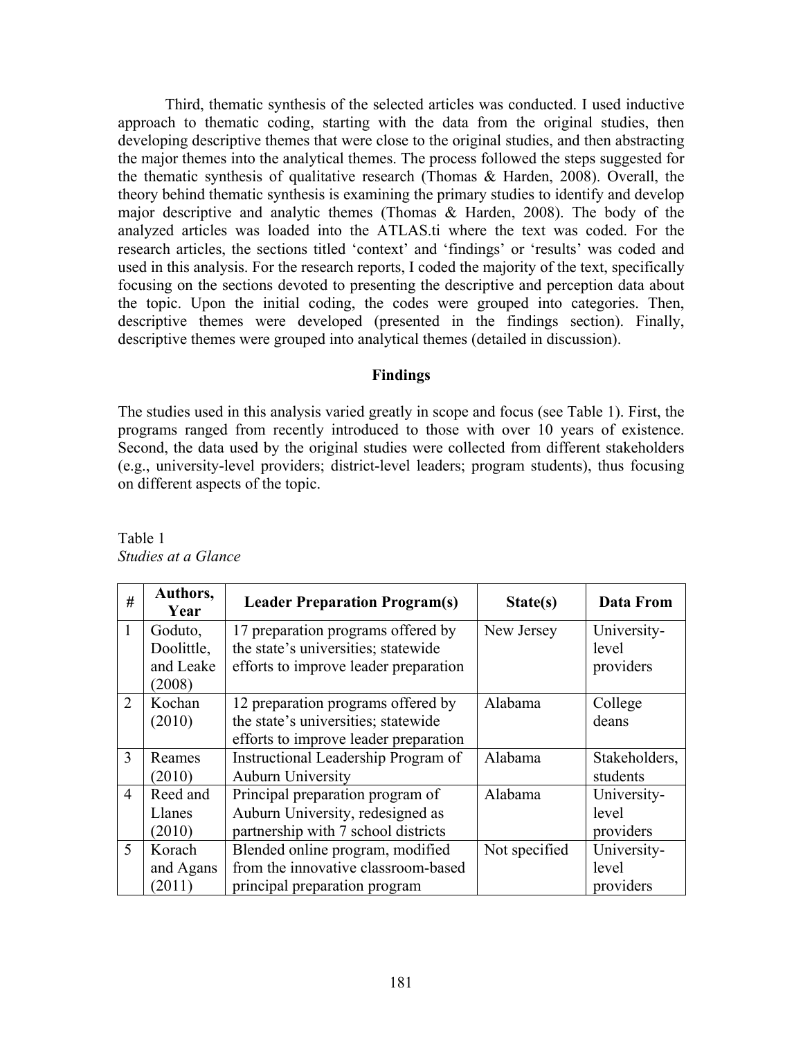Third, thematic synthesis of the selected articles was conducted. I used inductive approach to thematic coding, starting with the data from the original studies, then developing descriptive themes that were close to the original studies, and then abstracting the major themes into the analytical themes. The process followed the steps suggested for the thematic synthesis of qualitative research (Thomas & Harden, 2008). Overall, the theory behind thematic synthesis is examining the primary studies to identify and develop major descriptive and analytic themes (Thomas & Harden, 2008). The body of the analyzed articles was loaded into the ATLAS.ti where the text was coded. For the research articles, the sections titled 'context' and 'findings' or 'results' was coded and used in this analysis. For the research reports, I coded the majority of the text, specifically focusing on the sections devoted to presenting the descriptive and perception data about the topic. Upon the initial coding, the codes were grouped into categories. Then, descriptive themes were developed (presented in the findings section). Finally, descriptive themes were grouped into analytical themes (detailed in discussion).

## Findings

The studies used in this analysis varied greatly in scope and focus (see Table 1). First, the programs ranged from recently introduced to those with over 10 years of existence. Second, the data used by the original studies were collected from different stakeholders (e.g., university-level providers; district-level leaders; program students), thus focusing on different aspects of the topic.

Table 1
*Studies at a Glance*

| # | Authors, Year | Leader Preparation Program(s) | State(s) | Data From |
|---|---|---|---|---|
| 1 | Goduto, Doolittle, and Leake (2008) | 17 preparation programs offered by the state's universities; statewide efforts to improve leader preparation | New Jersey | University-level providers |
| 2 | Kochan (2010) | 12 preparation programs offered by the state's universities; statewide efforts to improve leader preparation | Alabama | College deans |
| 3 | Reames (2010) | Instructional Leadership Program of Auburn University | Alabama | Stakeholders, students |
| 4 | Reed and Llanes (2010) | Principal preparation program of Auburn University, redesigned as partnership with 7 school districts | Alabama | University-level providers |
| 5 | Korach and Agans (2011) | Blended online program, modified from the innovative classroom-based principal preparation program | Not specified | University-level providers |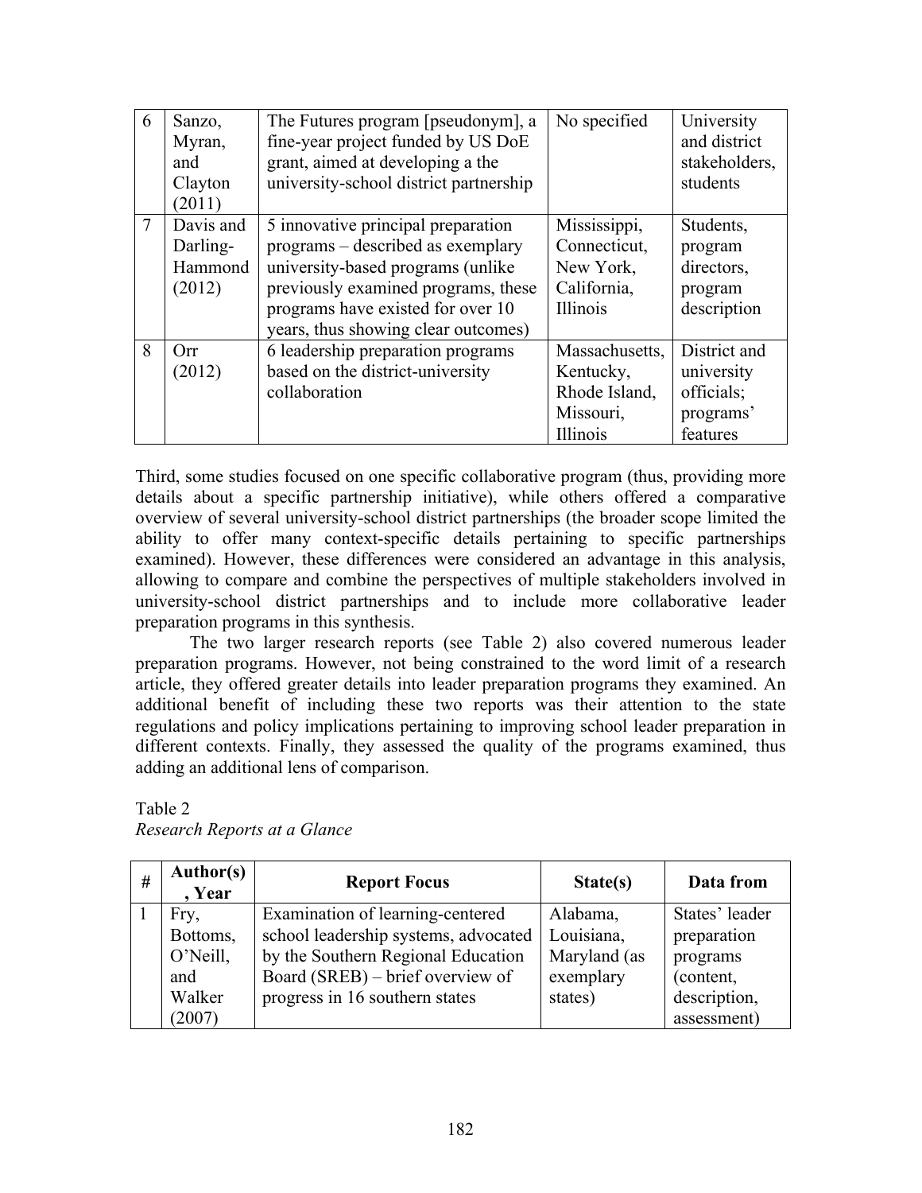| 6 | Sanzo, Myran, and Clayton (2011) | The Futures program [pseudonym], a fine-year project funded by US DoE grant, aimed at developing a the university-school district partnership | No specified | University and district stakeholders, students |
|---|---|---|---|---|
| 7 | Davis and Darling-Hammond (2012) | 5 innovative principal preparation programs – described as exemplary university-based programs (unlike previously examined programs, these programs have existed for over 10 years, thus showing clear outcomes) | Mississippi, Connecticut, New York, California, Illinois | Students, program directors, program description |
| 8 | Orr (2012) | 6 leadership preparation programs based on the district-university collaboration | Massachusetts, Kentucky, Rhode Island, Missouri, Illinois | District and university officials; programs' features |

Third, some studies focused on one specific collaborative program (thus, providing more details about a specific partnership initiative), while others offered a comparative overview of several university-school district partnerships (the broader scope limited the ability to offer many context-specific details pertaining to specific partnerships examined). However, these differences were considered an advantage in this analysis, allowing to compare and combine the perspectives of multiple stakeholders involved in university-school district partnerships and to include more collaborative leader preparation programs in this synthesis.

The two larger research reports (see Table 2) also covered numerous leader preparation programs. However, not being constrained to the word limit of a research article, they offered greater details into leader preparation programs they examined. An additional benefit of including these two reports was their attention to the state regulations and policy implications pertaining to improving school leader preparation in different contexts. Finally, they assessed the quality of the programs examined, thus adding an additional lens of comparison.

Table 2
*Research Reports at a Glance*

| # | Author(s), Year | Report Focus | State(s) | Data from |
|---|---|---|---|---|
| 1 | Fry, Bottoms, O'Neill, and Walker (2007) | Examination of learning-centered school leadership systems, advocated by the Southern Regional Education Board (SREB) – brief overview of progress in 16 southern states | Alabama, Louisiana, Maryland (as exemplary states) | States' leader preparation programs (content, description, assessment) |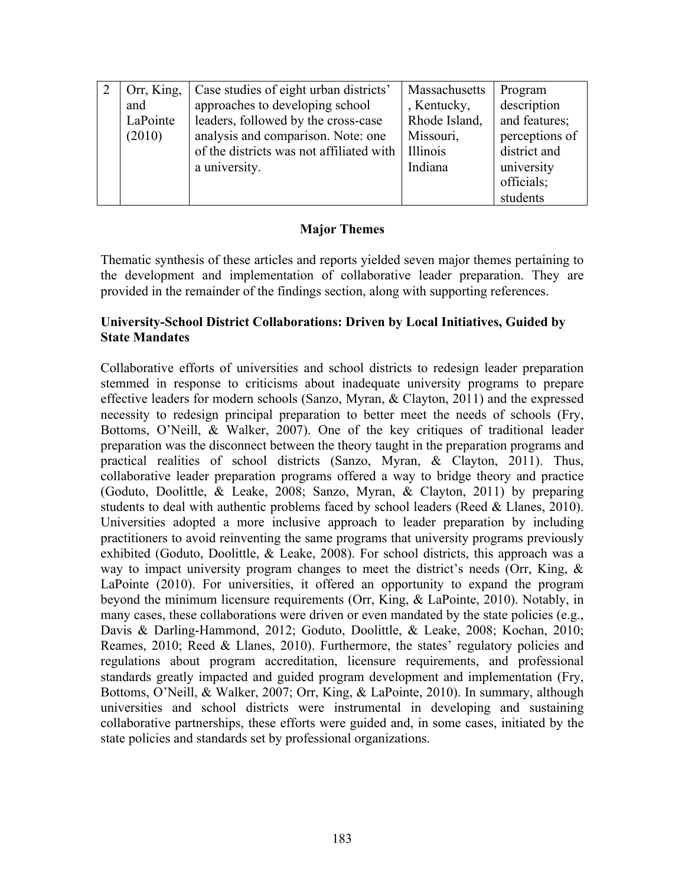| 2 | Orr, King, and LaPointe (2010) | Case studies of eight urban districts' approaches to developing school leaders, followed by the cross-case analysis and comparison. Note: one of the districts was not affiliated with a university. | Massachusetts, Kentucky, Rhode Island, Missouri, Illinois Indiana | Program description and features; perceptions of district and university officials; students |
|---|---|---|---|---|

## Major Themes

Thematic synthesis of these articles and reports yielded seven major themes pertaining to the development and implementation of collaborative leader preparation. They are provided in the remainder of the findings section, along with supporting references.

### University-School District Collaborations: Driven by Local Initiatives, Guided by State Mandates

Collaborative efforts of universities and school districts to redesign leader preparation stemmed in response to criticisms about inadequate university programs to prepare effective leaders for modern schools (Sanzo, Myran, & Clayton, 2011) and the expressed necessity to redesign principal preparation to better meet the needs of schools (Fry, Bottoms, O'Neill, & Walker, 2007). One of the key critiques of traditional leader preparation was the disconnect between the theory taught in the preparation programs and practical realities of school districts (Sanzo, Myran, & Clayton, 2011). Thus, collaborative leader preparation programs offered a way to bridge theory and practice (Goduto, Doolittle, & Leake, 2008; Sanzo, Myran, & Clayton, 2011) by preparing students to deal with authentic problems faced by school leaders (Reed & Llanes, 2010). Universities adopted a more inclusive approach to leader preparation by including practitioners to avoid reinventing the same programs that university programs previously exhibited (Goduto, Doolittle, & Leake, 2008). For school districts, this approach was a way to impact university program changes to meet the district's needs (Orr, King, & LaPointe (2010). For universities, it offered an opportunity to expand the program beyond the minimum licensure requirements (Orr, King, & LaPointe, 2010). Notably, in many cases, these collaborations were driven or even mandated by the state policies (e.g., Davis & Darling-Hammond, 2012; Goduto, Doolittle, & Leake, 2008; Kochan, 2010; Reames, 2010; Reed & Llanes, 2010). Furthermore, the states' regulatory policies and regulations about program accreditation, licensure requirements, and professional standards greatly impacted and guided program development and implementation (Fry, Bottoms, O'Neill, & Walker, 2007; Orr, King, & LaPointe, 2010). In summary, although universities and school districts were instrumental in developing and sustaining collaborative partnerships, these efforts were guided and, in some cases, initiated by the state policies and standards set by professional organizations.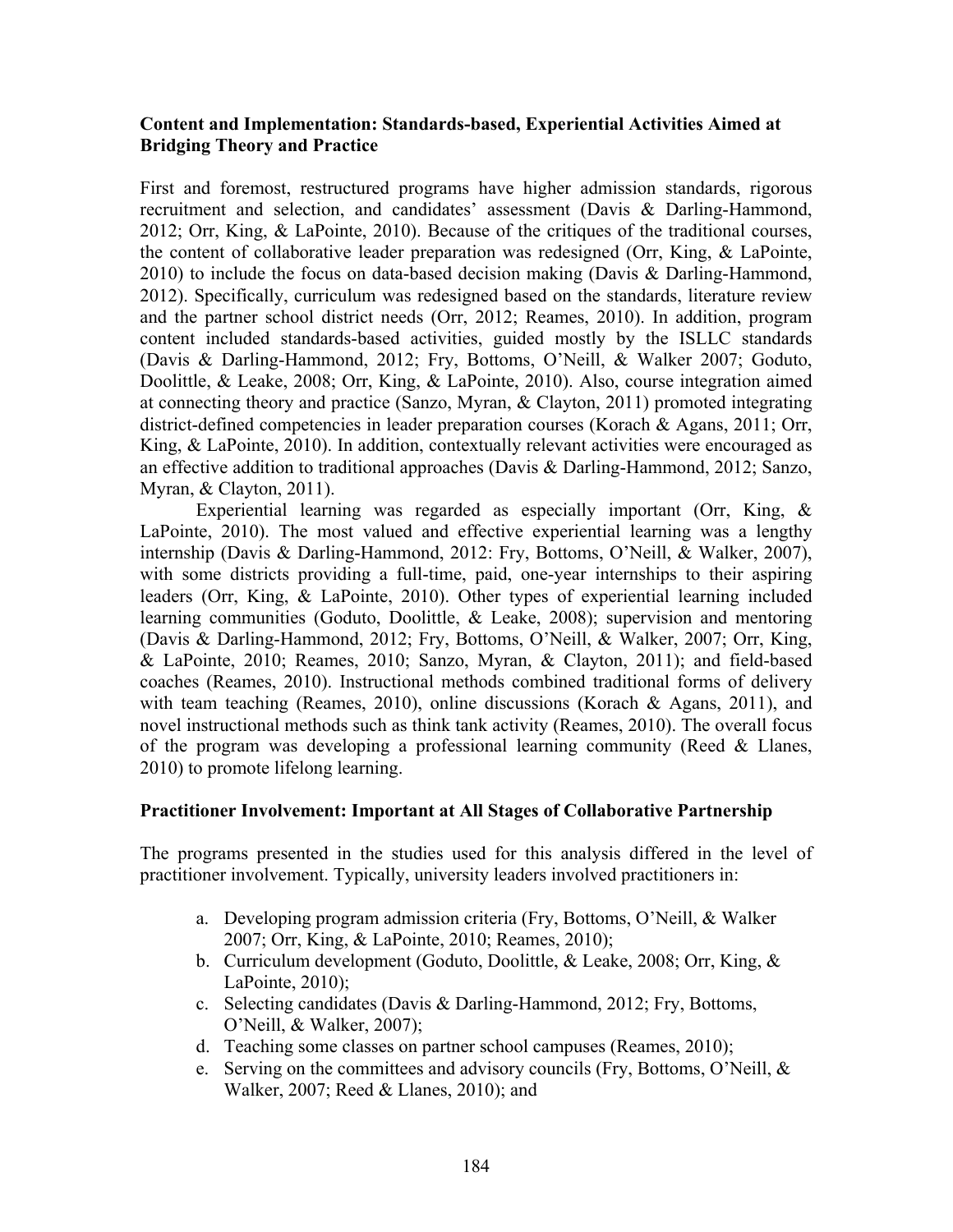### Content and Implementation: Standards-based, Experiential Activities Aimed at Bridging Theory and Practice

First and foremost, restructured programs have higher admission standards, rigorous recruitment and selection, and candidates' assessment (Davis & Darling-Hammond, 2012; Orr, King, & LaPointe, 2010). Because of the critiques of the traditional courses, the content of collaborative leader preparation was redesigned (Orr, King, & LaPointe, 2010) to include the focus on data-based decision making (Davis & Darling-Hammond, 2012). Specifically, curriculum was redesigned based on the standards, literature review and the partner school district needs (Orr, 2012; Reames, 2010). In addition, program content included standards-based activities, guided mostly by the ISLLC standards (Davis & Darling-Hammond, 2012; Fry, Bottoms, O'Neill, & Walker 2007; Goduto, Doolittle, & Leake, 2008; Orr, King, & LaPointe, 2010). Also, course integration aimed at connecting theory and practice (Sanzo, Myran, & Clayton, 2011) promoted integrating district-defined competencies in leader preparation courses (Korach & Agans, 2011; Orr, King, & LaPointe, 2010). In addition, contextually relevant activities were encouraged as an effective addition to traditional approaches (Davis & Darling-Hammond, 2012; Sanzo, Myran, & Clayton, 2011).

Experiential learning was regarded as especially important (Orr, King, & LaPointe, 2010). The most valued and effective experiential learning was a lengthy internship (Davis & Darling-Hammond, 2012: Fry, Bottoms, O'Neill, & Walker, 2007), with some districts providing a full-time, paid, one-year internships to their aspiring leaders (Orr, King, & LaPointe, 2010). Other types of experiential learning included learning communities (Goduto, Doolittle, & Leake, 2008); supervision and mentoring (Davis & Darling-Hammond, 2012; Fry, Bottoms, O'Neill, & Walker, 2007; Orr, King, & LaPointe, 2010; Reames, 2010; Sanzo, Myran, & Clayton, 2011); and field-based coaches (Reames, 2010). Instructional methods combined traditional forms of delivery with team teaching (Reames, 2010), online discussions (Korach & Agans, 2011), and novel instructional methods such as think tank activity (Reames, 2010). The overall focus of the program was developing a professional learning community (Reed & Llanes, 2010) to promote lifelong learning.

### Practitioner Involvement: Important at All Stages of Collaborative Partnership

The programs presented in the studies used for this analysis differed in the level of practitioner involvement. Typically, university leaders involved practitioners in:

a. Developing program admission criteria (Fry, Bottoms, O'Neill, & Walker 2007; Orr, King, & LaPointe, 2010; Reames, 2010);
b. Curriculum development (Goduto, Doolittle, & Leake, 2008; Orr, King, & LaPointe, 2010);
c. Selecting candidates (Davis & Darling-Hammond, 2012; Fry, Bottoms, O'Neill, & Walker, 2007);
d. Teaching some classes on partner school campuses (Reames, 2010);
e. Serving on the committees and advisory councils (Fry, Bottoms, O'Neill, & Walker, 2007; Reed & Llanes, 2010); and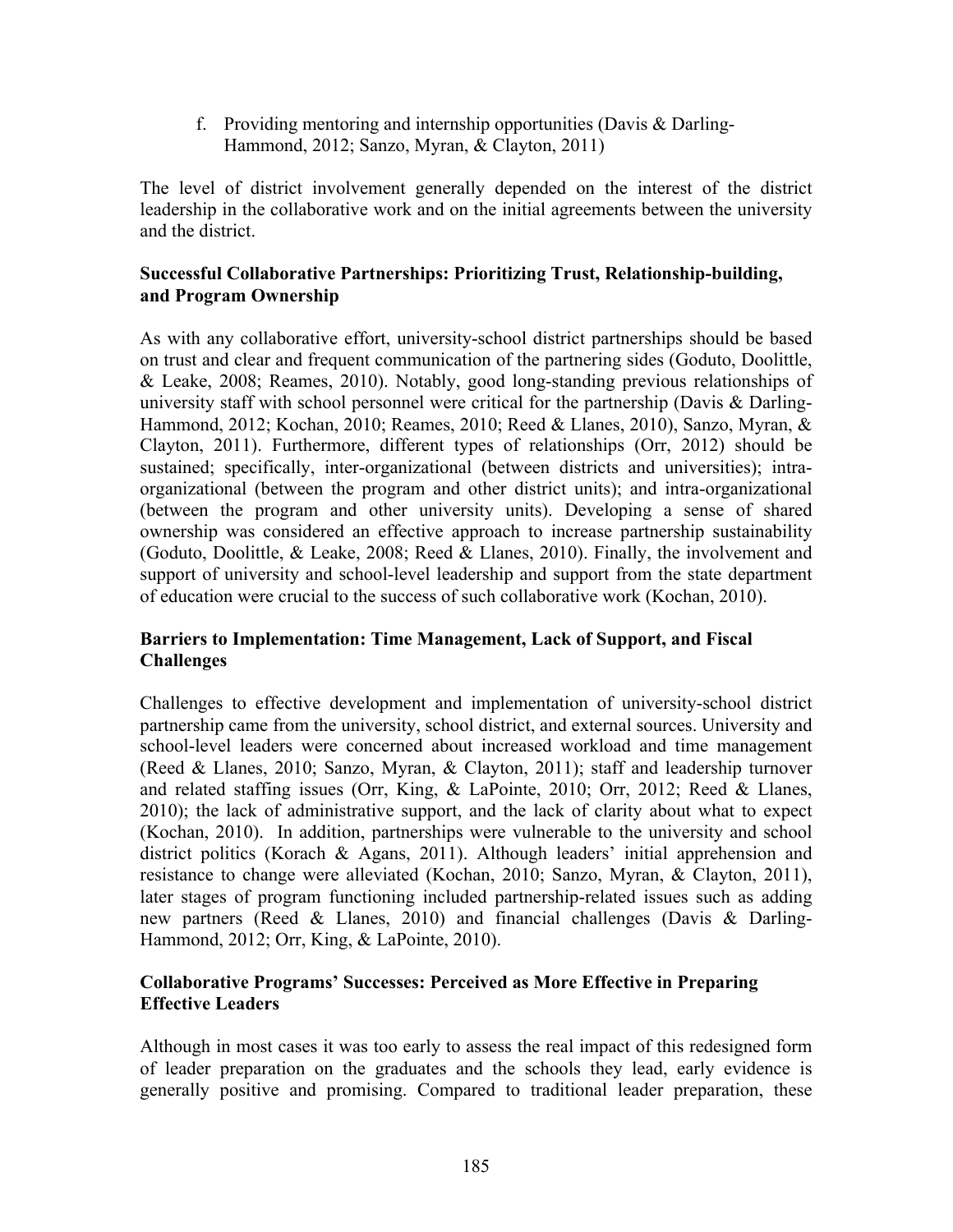f. Providing mentoring and internship opportunities (Davis & Darling-Hammond, 2012; Sanzo, Myran, & Clayton, 2011)

The level of district involvement generally depended on the interest of the district leadership in the collaborative work and on the initial agreements between the university and the district.

### Successful Collaborative Partnerships: Prioritizing Trust, Relationship-building, and Program Ownership

As with any collaborative effort, university-school district partnerships should be based on trust and clear and frequent communication of the partnering sides (Goduto, Doolittle, & Leake, 2008; Reames, 2010). Notably, good long-standing previous relationships of university staff with school personnel were critical for the partnership (Davis & Darling-Hammond, 2012; Kochan, 2010; Reames, 2010; Reed & Llanes, 2010), Sanzo, Myran, & Clayton, 2011). Furthermore, different types of relationships (Orr, 2012) should be sustained; specifically, inter-organizational (between districts and universities); intra-organizational (between the program and other district units); and intra-organizational (between the program and other university units). Developing a sense of shared ownership was considered an effective approach to increase partnership sustainability (Goduto, Doolittle, & Leake, 2008; Reed & Llanes, 2010). Finally, the involvement and support of university and school-level leadership and support from the state department of education were crucial to the success of such collaborative work (Kochan, 2010).

### Barriers to Implementation: Time Management, Lack of Support, and Fiscal Challenges

Challenges to effective development and implementation of university-school district partnership came from the university, school district, and external sources. University and school-level leaders were concerned about increased workload and time management (Reed & Llanes, 2010; Sanzo, Myran, & Clayton, 2011); staff and leadership turnover and related staffing issues (Orr, King, & LaPointe, 2010; Orr, 2012; Reed & Llanes, 2010); the lack of administrative support, and the lack of clarity about what to expect (Kochan, 2010). In addition, partnerships were vulnerable to the university and school district politics (Korach & Agans, 2011). Although leaders' initial apprehension and resistance to change were alleviated (Kochan, 2010; Sanzo, Myran, & Clayton, 2011), later stages of program functioning included partnership-related issues such as adding new partners (Reed & Llanes, 2010) and financial challenges (Davis & Darling-Hammond, 2012; Orr, King, & LaPointe, 2010).

### Collaborative Programs' Successes: Perceived as More Effective in Preparing Effective Leaders

Although in most cases it was too early to assess the real impact of this redesigned form of leader preparation on the graduates and the schools they lead, early evidence is generally positive and promising. Compared to traditional leader preparation, these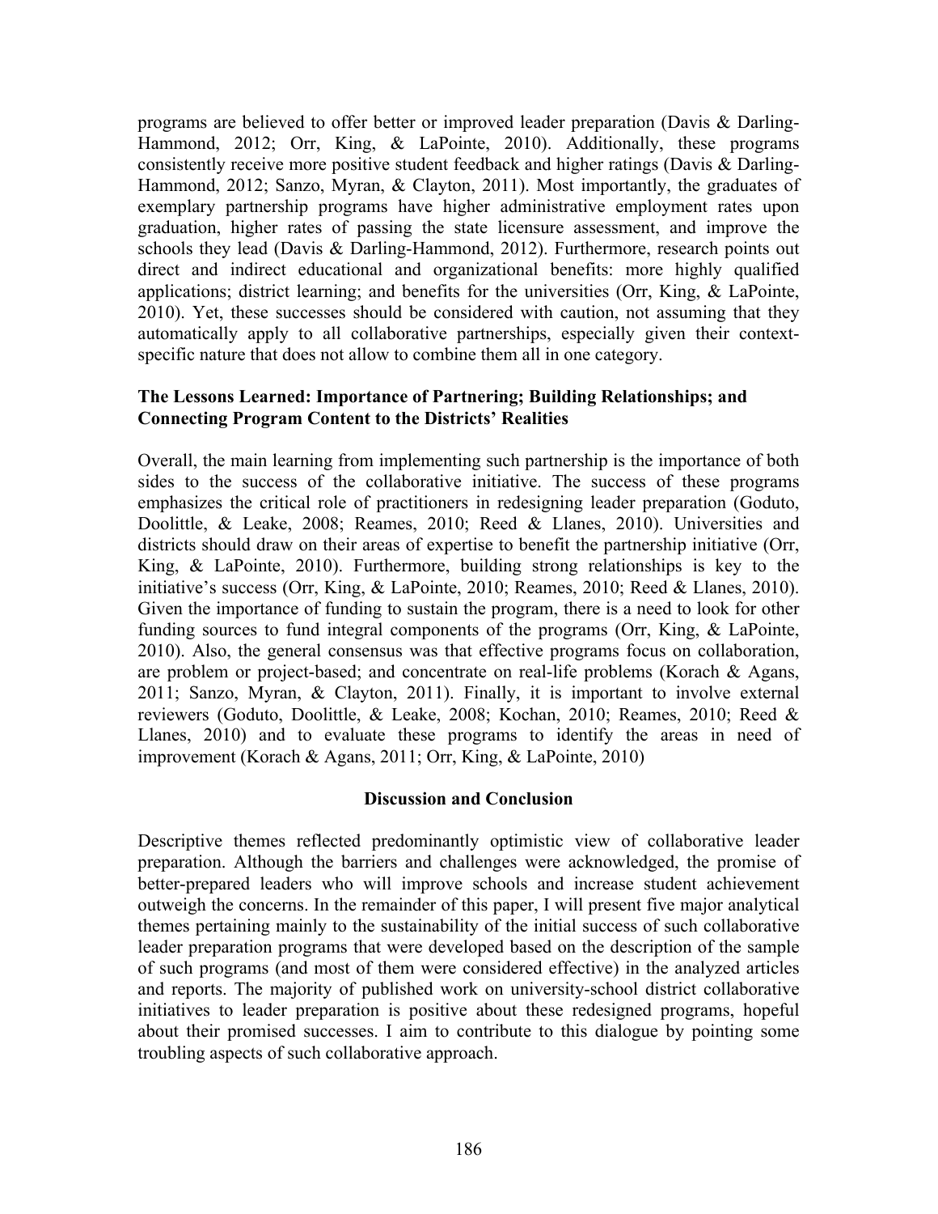programs are believed to offer better or improved leader preparation (Davis & Darling-Hammond, 2012; Orr, King, & LaPointe, 2010). Additionally, these programs consistently receive more positive student feedback and higher ratings (Davis & Darling-Hammond, 2012; Sanzo, Myran, & Clayton, 2011). Most importantly, the graduates of exemplary partnership programs have higher administrative employment rates upon graduation, higher rates of passing the state licensure assessment, and improve the schools they lead (Davis & Darling-Hammond, 2012). Furthermore, research points out direct and indirect educational and organizational benefits: more highly qualified applications; district learning; and benefits for the universities (Orr, King, & LaPointe, 2010). Yet, these successes should be considered with caution, not assuming that they automatically apply to all collaborative partnerships, especially given their context-specific nature that does not allow to combine them all in one category.

### The Lessons Learned: Importance of Partnering; Building Relationships; and Connecting Program Content to the Districts' Realities

Overall, the main learning from implementing such partnership is the importance of both sides to the success of the collaborative initiative. The success of these programs emphasizes the critical role of practitioners in redesigning leader preparation (Goduto, Doolittle, & Leake, 2008; Reames, 2010; Reed & Llanes, 2010). Universities and districts should draw on their areas of expertise to benefit the partnership initiative (Orr, King, & LaPointe, 2010). Furthermore, building strong relationships is key to the initiative's success (Orr, King, & LaPointe, 2010; Reames, 2010; Reed & Llanes, 2010). Given the importance of funding to sustain the program, there is a need to look for other funding sources to fund integral components of the programs (Orr, King, & LaPointe, 2010). Also, the general consensus was that effective programs focus on collaboration, are problem or project-based; and concentrate on real-life problems (Korach & Agans, 2011; Sanzo, Myran, & Clayton, 2011). Finally, it is important to involve external reviewers (Goduto, Doolittle, & Leake, 2008; Kochan, 2010; Reames, 2010; Reed & Llanes, 2010) and to evaluate these programs to identify the areas in need of improvement (Korach & Agans, 2011; Orr, King, & LaPointe, 2010)

## Discussion and Conclusion

Descriptive themes reflected predominantly optimistic view of collaborative leader preparation. Although the barriers and challenges were acknowledged, the promise of better-prepared leaders who will improve schools and increase student achievement outweigh the concerns. In the remainder of this paper, I will present five major analytical themes pertaining mainly to the sustainability of the initial success of such collaborative leader preparation programs that were developed based on the description of the sample of such programs (and most of them were considered effective) in the analyzed articles and reports. The majority of published work on university-school district collaborative initiatives to leader preparation is positive about these redesigned programs, hopeful about their promised successes. I aim to contribute to this dialogue by pointing some troubling aspects of such collaborative approach.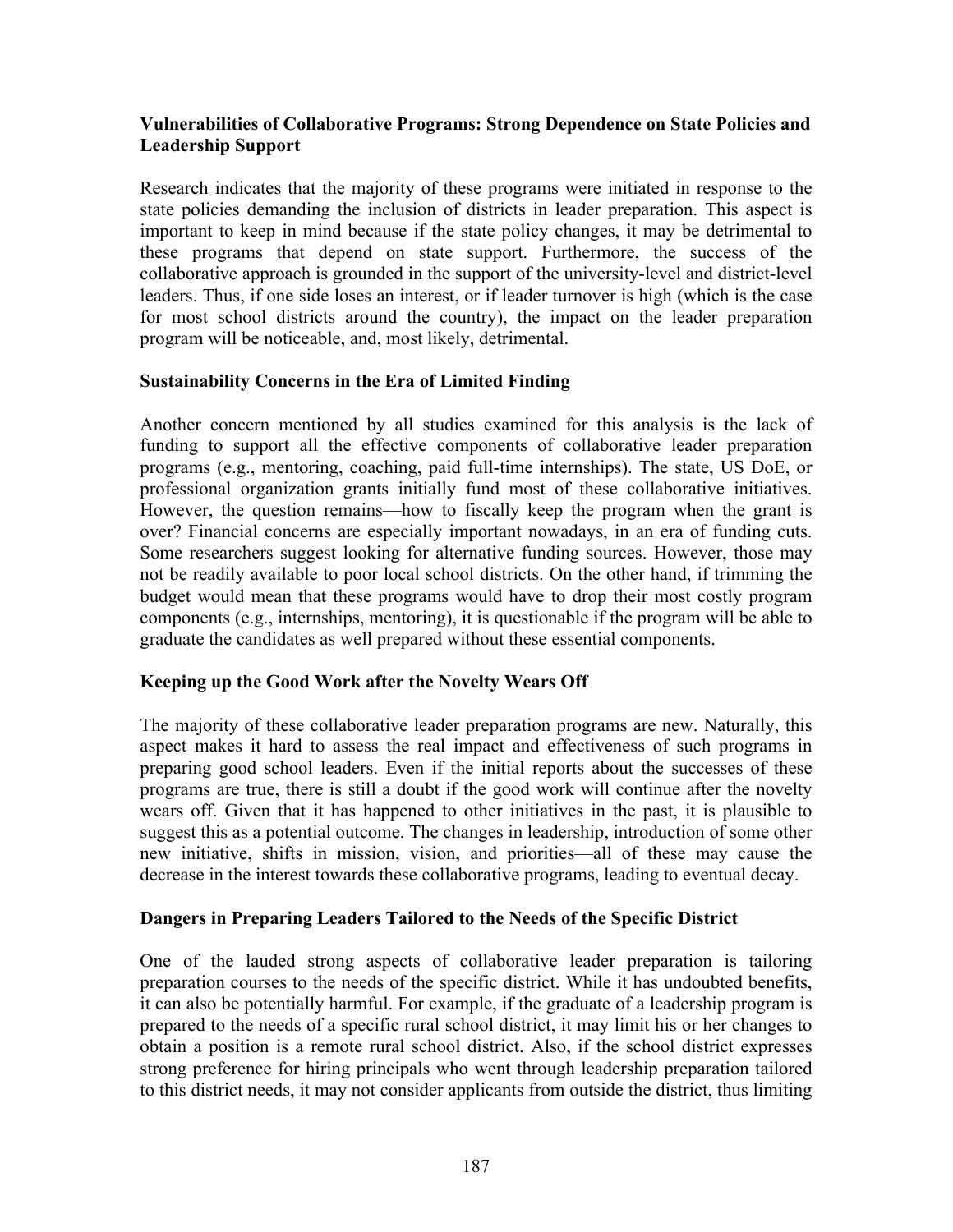### Vulnerabilities of Collaborative Programs: Strong Dependence on State Policies and Leadership Support

Research indicates that the majority of these programs were initiated in response to the state policies demanding the inclusion of districts in leader preparation. This aspect is important to keep in mind because if the state policy changes, it may be detrimental to these programs that depend on state support. Furthermore, the success of the collaborative approach is grounded in the support of the university-level and district-level leaders. Thus, if one side loses an interest, or if leader turnover is high (which is the case for most school districts around the country), the impact on the leader preparation program will be noticeable, and, most likely, detrimental.

### Sustainability Concerns in the Era of Limited Finding

Another concern mentioned by all studies examined for this analysis is the lack of funding to support all the effective components of collaborative leader preparation programs (e.g., mentoring, coaching, paid full-time internships). The state, US DoE, or professional organization grants initially fund most of these collaborative initiatives. However, the question remains—how to fiscally keep the program when the grant is over? Financial concerns are especially important nowadays, in an era of funding cuts. Some researchers suggest looking for alternative funding sources. However, those may not be readily available to poor local school districts. On the other hand, if trimming the budget would mean that these programs would have to drop their most costly program components (e.g., internships, mentoring), it is questionable if the program will be able to graduate the candidates as well prepared without these essential components.

### Keeping up the Good Work after the Novelty Wears Off

The majority of these collaborative leader preparation programs are new. Naturally, this aspect makes it hard to assess the real impact and effectiveness of such programs in preparing good school leaders. Even if the initial reports about the successes of these programs are true, there is still a doubt if the good work will continue after the novelty wears off. Given that it has happened to other initiatives in the past, it is plausible to suggest this as a potential outcome. The changes in leadership, introduction of some other new initiative, shifts in mission, vision, and priorities—all of these may cause the decrease in the interest towards these collaborative programs, leading to eventual decay.

### Dangers in Preparing Leaders Tailored to the Needs of the Specific District

One of the lauded strong aspects of collaborative leader preparation is tailoring preparation courses to the needs of the specific district. While it has undoubted benefits, it can also be potentially harmful. For example, if the graduate of a leadership program is prepared to the needs of a specific rural school district, it may limit his or her changes to obtain a position is a remote rural school district. Also, if the school district expresses strong preference for hiring principals who went through leadership preparation tailored to this district needs, it may not consider applicants from outside the district, thus limiting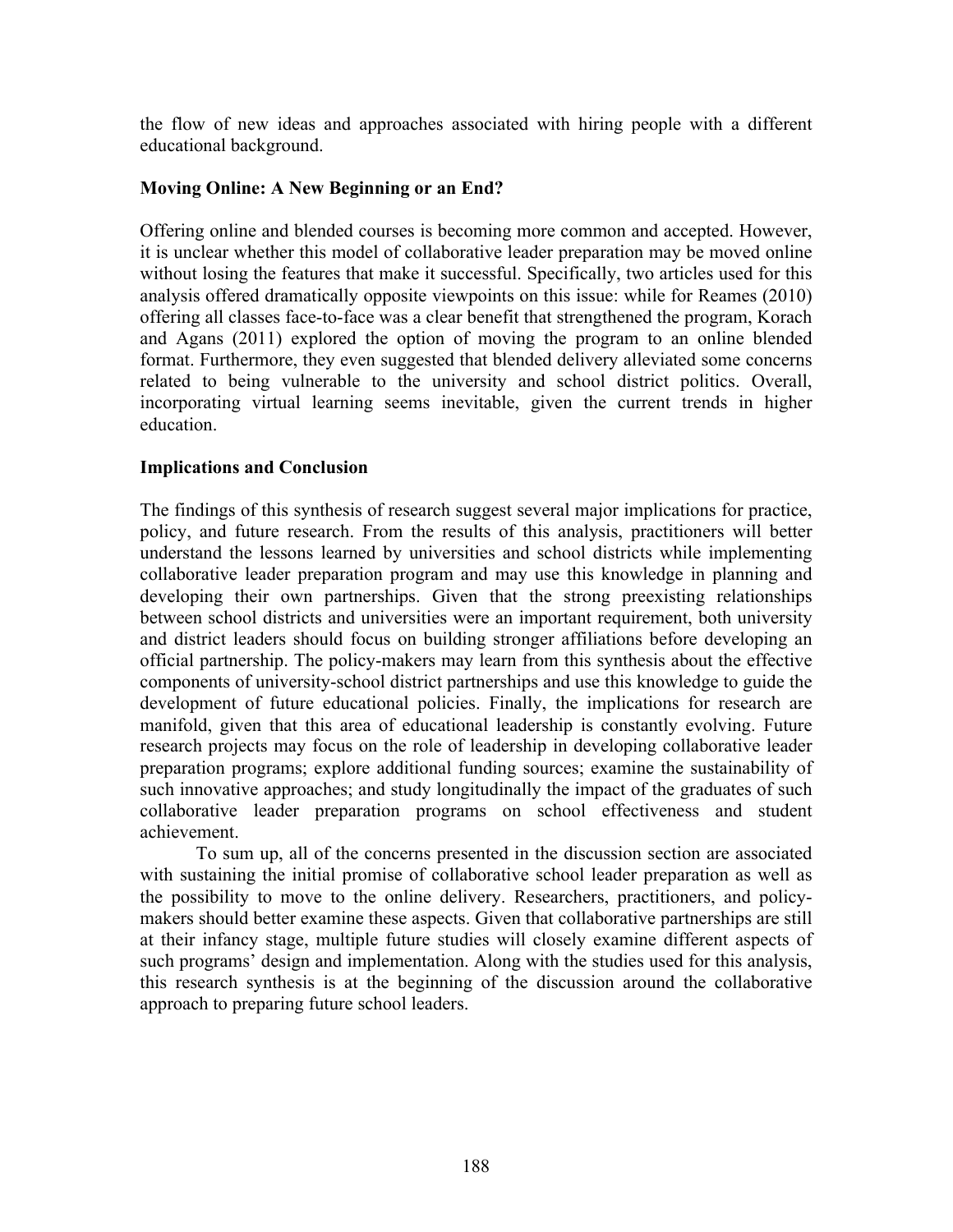the flow of new ideas and approaches associated with hiring people with a different educational background.

### Moving Online: A New Beginning or an End?

Offering online and blended courses is becoming more common and accepted. However, it is unclear whether this model of collaborative leader preparation may be moved online without losing the features that make it successful. Specifically, two articles used for this analysis offered dramatically opposite viewpoints on this issue: while for Reames (2010) offering all classes face-to-face was a clear benefit that strengthened the program, Korach and Agans (2011) explored the option of moving the program to an online blended format. Furthermore, they even suggested that blended delivery alleviated some concerns related to being vulnerable to the university and school district politics. Overall, incorporating virtual learning seems inevitable, given the current trends in higher education.

### Implications and Conclusion

The findings of this synthesis of research suggest several major implications for practice, policy, and future research. From the results of this analysis, practitioners will better understand the lessons learned by universities and school districts while implementing collaborative leader preparation program and may use this knowledge in planning and developing their own partnerships. Given that the strong preexisting relationships between school districts and universities were an important requirement, both university and district leaders should focus on building stronger affiliations before developing an official partnership. The policy-makers may learn from this synthesis about the effective components of university-school district partnerships and use this knowledge to guide the development of future educational policies. Finally, the implications for research are manifold, given that this area of educational leadership is constantly evolving. Future research projects may focus on the role of leadership in developing collaborative leader preparation programs; explore additional funding sources; examine the sustainability of such innovative approaches; and study longitudinally the impact of the graduates of such collaborative leader preparation programs on school effectiveness and student achievement.

To sum up, all of the concerns presented in the discussion section are associated with sustaining the initial promise of collaborative school leader preparation as well as the possibility to move to the online delivery. Researchers, practitioners, and policy-makers should better examine these aspects. Given that collaborative partnerships are still at their infancy stage, multiple future studies will closely examine different aspects of such programs' design and implementation. Along with the studies used for this analysis, this research synthesis is at the beginning of the discussion around the collaborative approach to preparing future school leaders.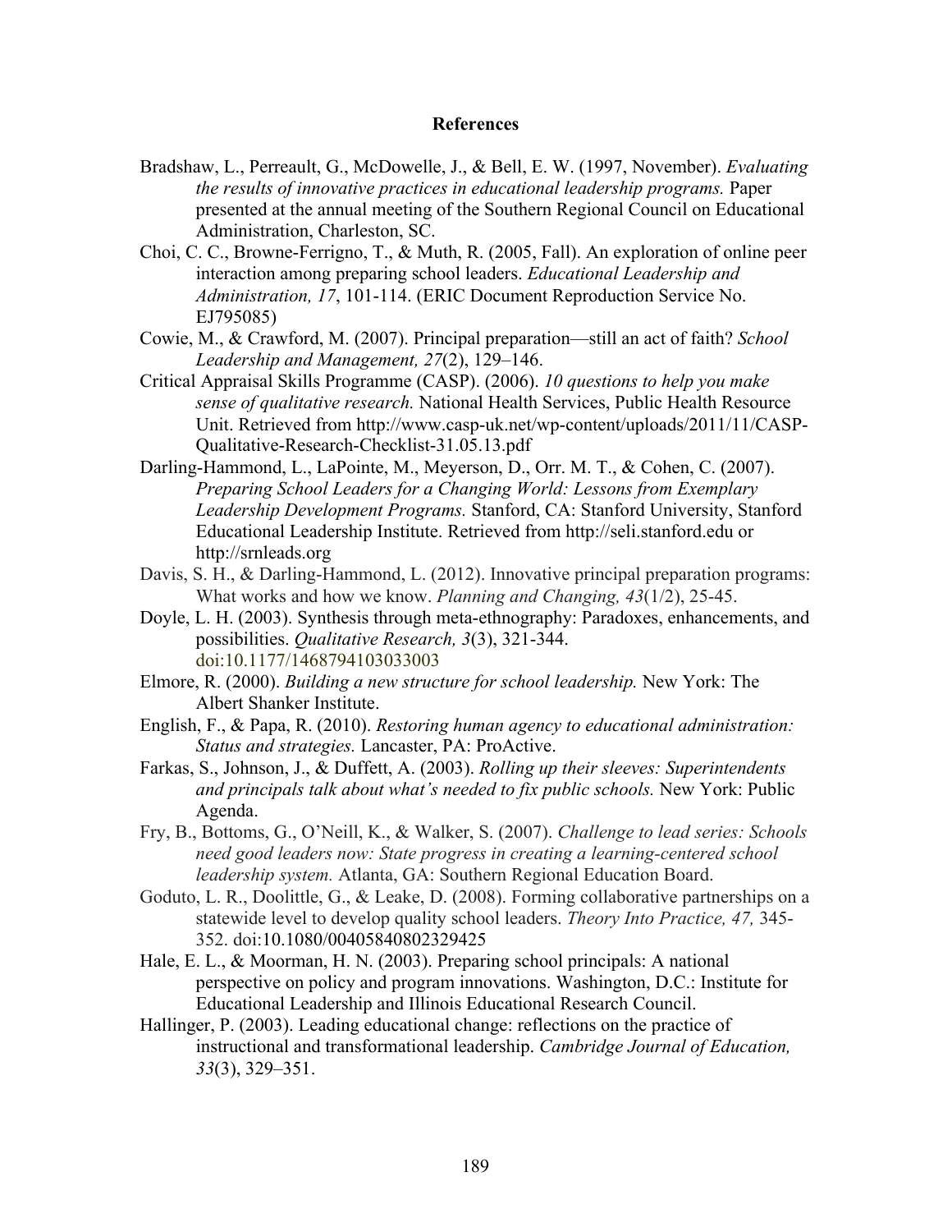# References

Bradshaw, L., Perreault, G., McDowelle, J., & Bell, E. W. (1997, November). *Evaluating the results of innovative practices in educational leadership programs.* Paper presented at the annual meeting of the Southern Regional Council on Educational Administration, Charleston, SC.

Choi, C. C., Browne-Ferrigno, T., & Muth, R. (2005, Fall). An exploration of online peer interaction among preparing school leaders. *Educational Leadership and Administration, 17*, 101-114. (ERIC Document Reproduction Service No. EJ795085)

Cowie, M., & Crawford, M. (2007). Principal preparation—still an act of faith? *School Leadership and Management, 27*(2), 129–146.

Critical Appraisal Skills Programme (CASP). (2006). *10 questions to help you make sense of qualitative research.* National Health Services, Public Health Resource Unit. Retrieved from http://www.casp-uk.net/wp-content/uploads/2011/11/CASP-Qualitative-Research-Checklist-31.05.13.pdf

Darling-Hammond, L., LaPointe, M., Meyerson, D., Orr. M. T., & Cohen, C. (2007). *Preparing School Leaders for a Changing World: Lessons from Exemplary Leadership Development Programs.* Stanford, CA: Stanford University, Stanford Educational Leadership Institute. Retrieved from http://seli.stanford.edu or http://srnleads.org

Davis, S. H., & Darling-Hammond, L. (2012). Innovative principal preparation programs: What works and how we know. *Planning and Changing, 43*(1/2), 25-45.

Doyle, L. H. (2003). Synthesis through meta-ethnography: Paradoxes, enhancements, and possibilities. *Qualitative Research, 3*(3), 321-344. doi:10.1177/1468794103033003

Elmore, R. (2000). *Building a new structure for school leadership.* New York: The Albert Shanker Institute.

English, F., & Papa, R. (2010). *Restoring human agency to educational administration: Status and strategies.* Lancaster, PA: ProActive.

Farkas, S., Johnson, J., & Duffett, A. (2003). *Rolling up their sleeves: Superintendents and principals talk about what's needed to fix public schools.* New York: Public Agenda.

Fry, B., Bottoms, G., O'Neill, K., & Walker, S. (2007). *Challenge to lead series: Schools need good leaders now: State progress in creating a learning-centered school leadership system.* Atlanta, GA: Southern Regional Education Board.

Goduto, L. R., Doolittle, G., & Leake, D. (2008). Forming collaborative partnerships on a statewide level to develop quality school leaders. *Theory Into Practice, 47,* 345-352. doi:10.1080/00405840802329425

Hale, E. L., & Moorman, H. N. (2003). Preparing school principals: A national perspective on policy and program innovations. Washington, D.C.: Institute for Educational Leadership and Illinois Educational Research Council.

Hallinger, P. (2003). Leading educational change: reflections on the practice of instructional and transformational leadership. *Cambridge Journal of Education, 33*(3), 329–351.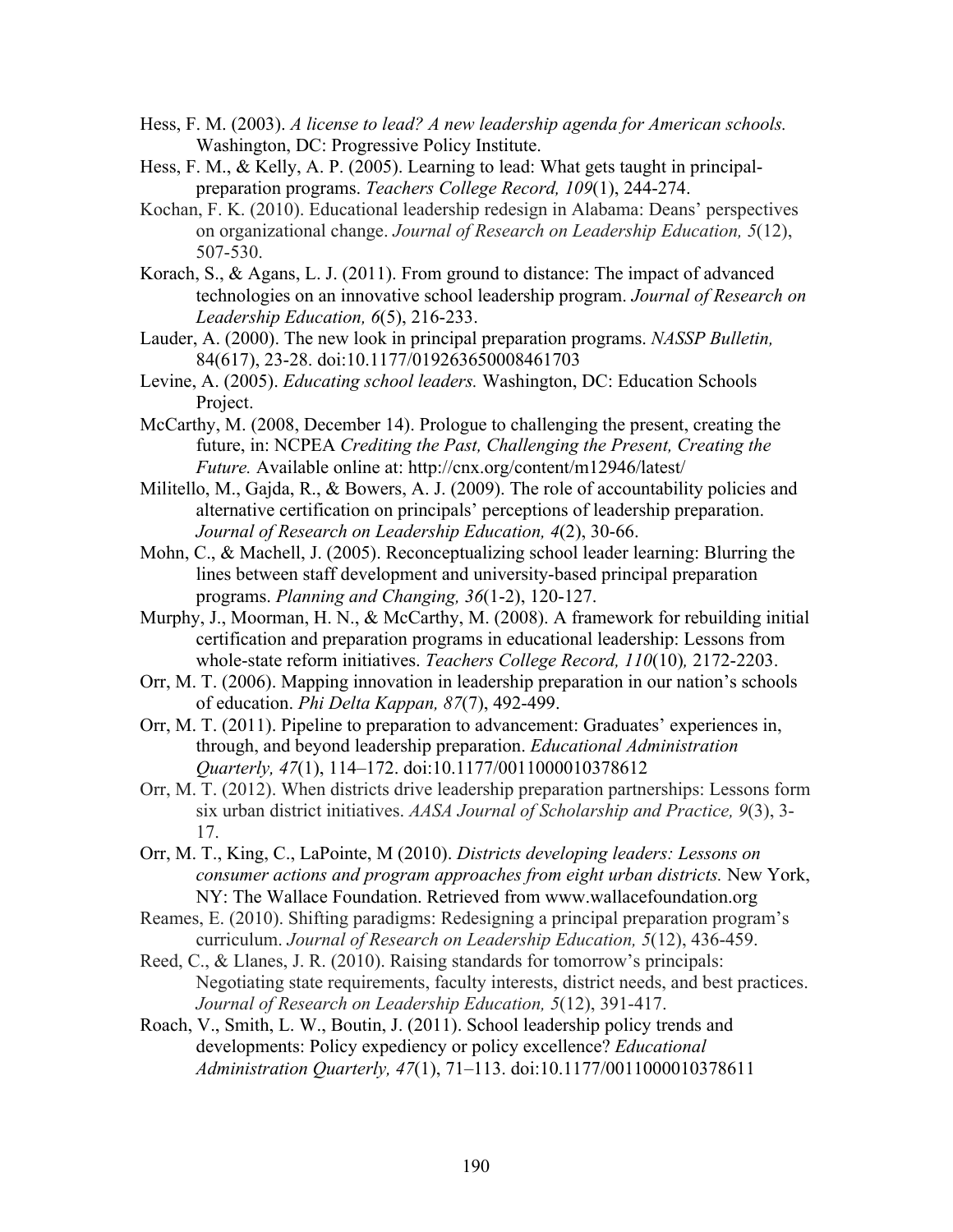Hess, F. M. (2003). *A license to lead? A new leadership agenda for American schools.* Washington, DC: Progressive Policy Institute.

Hess, F. M., & Kelly, A. P. (2005). Learning to lead: What gets taught in principal-preparation programs. *Teachers College Record, 109*(1), 244-274.

Kochan, F. K. (2010). Educational leadership redesign in Alabama: Deans' perspectives on organizational change. *Journal of Research on Leadership Education, 5*(12), 507-530.

Korach, S., & Agans, L. J. (2011). From ground to distance: The impact of advanced technologies on an innovative school leadership program. *Journal of Research on Leadership Education, 6*(5), 216-233.

Lauder, A. (2000). The new look in principal preparation programs. *NASSP Bulletin,* 84(617), 23-28. doi:10.1177/019263650008461703

Levine, A. (2005). *Educating school leaders.* Washington, DC: Education Schools Project.

McCarthy, M. (2008, December 14). Prologue to challenging the present, creating the future, in: NCPEA *Crediting the Past, Challenging the Present, Creating the Future.* Available online at: http://cnx.org/content/m12946/latest/

Militello, M., Gajda, R., & Bowers, A. J. (2009). The role of accountability policies and alternative certification on principals' perceptions of leadership preparation. *Journal of Research on Leadership Education, 4*(2), 30-66.

Mohn, C., & Machell, J. (2005). Reconceptualizing school leader learning: Blurring the lines between staff development and university-based principal preparation programs. *Planning and Changing, 36*(1-2), 120-127.

Murphy, J., Moorman, H. N., & McCarthy, M. (2008). A framework for rebuilding initial certification and preparation programs in educational leadership: Lessons from whole-state reform initiatives. *Teachers College Record, 110*(10)*,* 2172-2203.

Orr, M. T. (2006). Mapping innovation in leadership preparation in our nation's schools of education. *Phi Delta Kappan, 87*(7), 492-499.

Orr, M. T. (2011). Pipeline to preparation to advancement: Graduates' experiences in, through, and beyond leadership preparation. *Educational Administration Quarterly, 47*(1), 114–172. doi:10.1177/0011000010378612

Orr, M. T. (2012). When districts drive leadership preparation partnerships: Lessons form six urban district initiatives. *AASA Journal of Scholarship and Practice, 9*(3), 3-17.

Orr, M. T., King, C., LaPointe, M (2010). *Districts developing leaders: Lessons on consumer actions and program approaches from eight urban districts.* New York, NY: The Wallace Foundation. Retrieved from www.wallacefoundation.org

Reames, E. (2010). Shifting paradigms: Redesigning a principal preparation program's curriculum. *Journal of Research on Leadership Education, 5*(12), 436-459.

Reed, C., & Llanes, J. R. (2010). Raising standards for tomorrow's principals: Negotiating state requirements, faculty interests, district needs, and best practices. *Journal of Research on Leadership Education, 5*(12), 391-417.

Roach, V., Smith, L. W., Boutin, J. (2011). School leadership policy trends and developments: Policy expediency or policy excellence? *Educational Administration Quarterly, 47*(1), 71–113. doi:10.1177/0011000010378611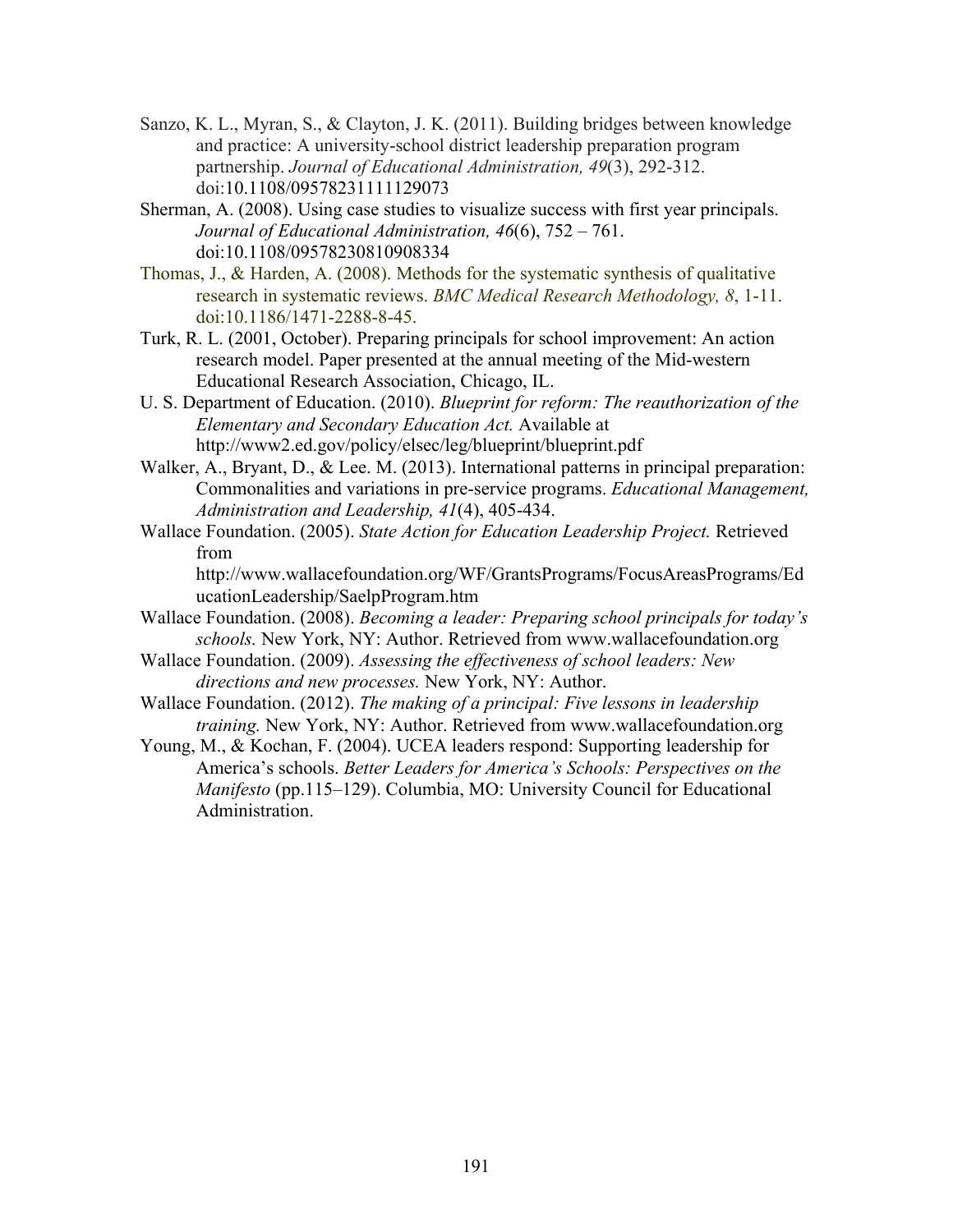Sanzo, K. L., Myran, S., & Clayton, J. K. (2011). Building bridges between knowledge and practice: A university-school district leadership preparation program partnership. *Journal of Educational Administration, 49*(3), 292-312. doi:10.1108/09578231111129073

Sherman, A. (2008). Using case studies to visualize success with first year principals. *Journal of Educational Administration, 46*(6), 752 – 761. doi:10.1108/09578230810908334

Thomas, J., & Harden, A. (2008). Methods for the systematic synthesis of qualitative research in systematic reviews. *BMC Medical Research Methodology, 8*, 1-11. doi:10.1186/1471-2288-8-45.

Turk, R. L. (2001, October). Preparing principals for school improvement: An action research model. Paper presented at the annual meeting of the Mid-western Educational Research Association, Chicago, IL.

U. S. Department of Education. (2010). *Blueprint for reform: The reauthorization of the Elementary and Secondary Education Act.* Available at http://www2.ed.gov/policy/elsec/leg/blueprint/blueprint.pdf

Walker, A., Bryant, D., & Lee. M. (2013). International patterns in principal preparation: Commonalities and variations in pre-service programs. *Educational Management, Administration and Leadership, 41*(4), 405-434.

Wallace Foundation. (2005). *State Action for Education Leadership Project.* Retrieved from http://www.wallacefoundation.org/WF/GrantsPrograms/FocusAreasPrograms/EducationLeadership/SaelpProgram.htm

Wallace Foundation. (2008). *Becoming a leader: Preparing school principals for today's schools.* New York, NY: Author. Retrieved from www.wallacefoundation.org

Wallace Foundation. (2009). *Assessing the effectiveness of school leaders: New directions and new processes.* New York, NY: Author.

Wallace Foundation. (2012). *The making of a principal: Five lessons in leadership training.* New York, NY: Author. Retrieved from www.wallacefoundation.org

Young, M., & Kochan, F. (2004). UCEA leaders respond: Supporting leadership for America's schools. *Better Leaders for America's Schools: Perspectives on the Manifesto* (pp.115–129). Columbia, MO: University Council for Educational Administration.